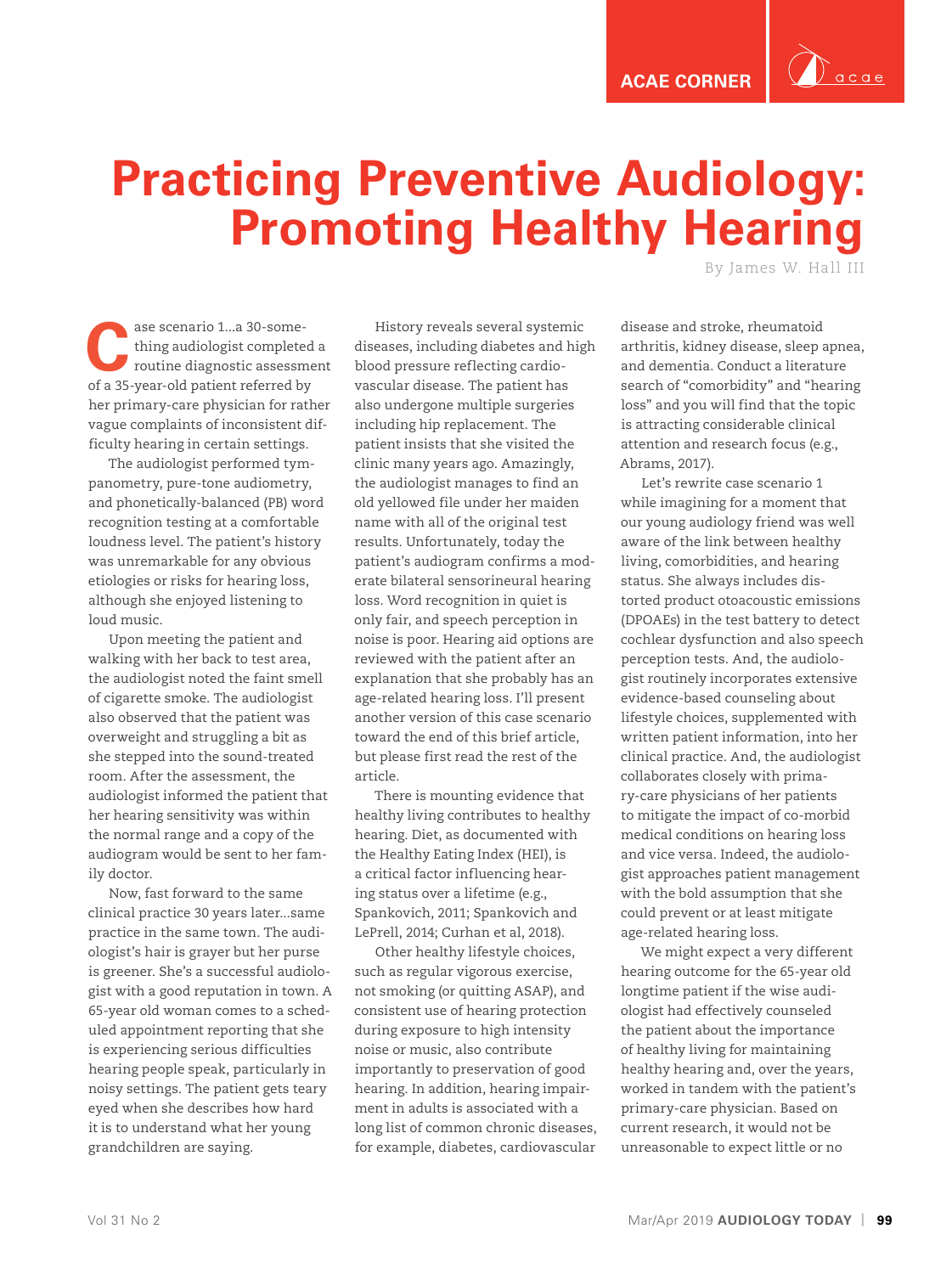ACAE CORNER

# Practicing Preventive Audiology: Promoting Healthy Hearing

By James W. Hall III

Case scenario 1…a 30-something audiologist completed a routine diagnostic assessment of a 35-year-old patient referred by her primary-care physician for rather vague complaints of inconsistent difficulty hearing in certain settings.

The audiologist performed tympanometry, pure-tone audiometry, and phonetically-balanced (PB) word recognition testing at a comfortable loudness level. The patient's history was unremarkable for any obvious etiologies or risks for hearing loss, although she enjoyed listening to loud music.

Upon meeting the patient and walking with her back to test area, the audiologist noted the faint smell of cigarette smoke. The audiologist also observed that the patient was overweight and struggling a bit as she stepped into the sound-treated room. After the assessment, the audiologist informed the patient that her hearing sensitivity was within the normal range and a copy of the audiogram would be sent to her family doctor.

Now, fast forward to the same clinical practice 30 years later…same practice in the same town. The audiologist's hair is grayer but her purse is greener. She's a successful audiologist with a good reputation in town. A 65-year old woman comes to a scheduled appointment reporting that she is experiencing serious difficulties hearing people speak, particularly in noisy settings. The patient gets teary eyed when she describes how hard it is to understand what her young grandchildren are saying.

History reveals several systemic diseases, including diabetes and high blood pressure reflecting cardiovascular disease. The patient has also undergone multiple surgeries including hip replacement. The patient insists that she visited the clinic many years ago. Amazingly, the audiologist manages to find an old yellowed file under her maiden name with all of the original test results. Unfortunately, today the patient's audiogram confirms a moderate bilateral sensorineural hearing loss. Word recognition in quiet is only fair, and speech perception in noise is poor. Hearing aid options are reviewed with the patient after an explanation that she probably has an age-related hearing loss. I'll present another version of this case scenario toward the end of this brief article, but please first read the rest of the article.

There is mounting evidence that healthy living contributes to healthy hearing. Diet, as documented with the Healthy Eating Index (HEI), is a critical factor influencing hearing status over a lifetime (e.g., Spankovich, 2011; Spankovich and LePrell, 2014; Curhan et al, 2018).

Other healthy lifestyle choices, such as regular vigorous exercise, not smoking (or quitting ASAP), and consistent use of hearing protection during exposure to high intensity noise or music, also contribute importantly to preservation of good hearing. In addition, hearing impairment in adults is associated with a long list of common chronic diseases, for example, diabetes, cardiovascular disease and stroke, rheumatoid arthritis, kidney disease, sleep apnea, and dementia. Conduct a literature search of "comorbidity" and "hearing loss" and you will find that the topic is attracting considerable clinical attention and research focus (e.g., Abrams, 2017).

Let's rewrite case scenario 1 while imagining for a moment that our young audiology friend was well aware of the link between healthy living, comorbidities, and hearing status. She always includes distorted product otoacoustic emissions (DPOAEs) in the test battery to detect cochlear dysfunction and also speech perception tests. And, the audiologist routinely incorporates extensive evidence-based counseling about lifestyle choices, supplemented with written patient information, into her clinical practice. And, the audiologist collaborates closely with primary-care physicians of her patients to mitigate the impact of co-morbid medical conditions on hearing loss and vice versa. Indeed, the audiologist approaches patient management with the bold assumption that she could prevent or at least mitigate age-related hearing loss.

We might expect a very different hearing outcome for the 65-year old longtime patient if the wise audiologist had effectively counseled the patient about the importance of healthy living for maintaining healthy hearing and, over the years, worked in tandem with the patient's primary-care physician. Based on current research, it would not be unreasonable to expect little or no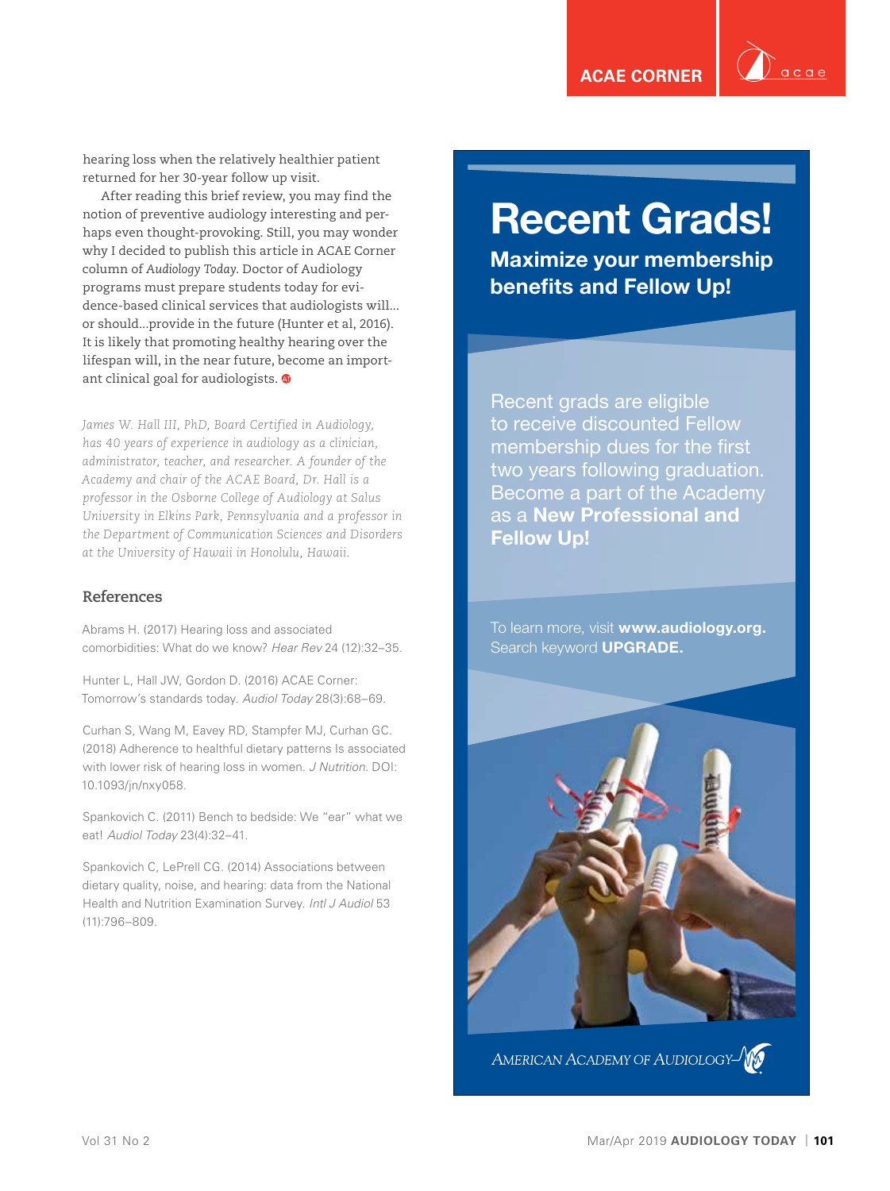hearing loss when the relatively healthier patient returned for her 30-year follow up visit.

After reading this brief review, you may find the notion of preventive audiology interesting and perhaps even thought-provoking. Still, you may wonder why I decided to publish this article in ACAE Corner column of *Audiology Today*. Doctor of Audiology programs must prepare students today for evidence-based clinical services that audiologists will... or should...provide in the future (Hunter et al, 2016). It is likely that promoting healthy hearing over the lifespan will, in the near future, become an important clinical goal for audiologists.

*James W. Hall III, PhD, Board Certified in Audiology, has 40 years of experience in audiology as a clinician, administrator, teacher, and researcher. A founder of the Academy and chair of the ACAE Board, Dr. Hall is a professor in the Osborne College of Audiology at Salus University in Elkins Park, Pennsylvania and a professor in the Department of Communication Sciences and Disorders at the University of Hawaii in Honolulu, Hawaii.*

## References

Abrams H. (2017) Hearing loss and associated comorbidities: What do we know? *Hear Rev* 24 (12):32–35.

Hunter L, Hall JW, Gordon D. (2016) ACAE Corner: Tomorrow's standards today. *Audiol Today* 28(3):68–69.

Curhan S, Wang M, Eavey RD, Stampfer MJ, Curhan GC. (2018) Adherence to healthful dietary patterns Is associated with lower risk of hearing loss in women. *J Nutrition*. DOI: 10.1093/jn/nxy058.

Spankovich C. (2011) Bench to bedside: We "ear" what we eat! *Audiol Today* 23(4):32–41.

Spankovich C, LePrell CG. (2014) Associations between dietary quality, noise, and hearing: data from the National Health and Nutrition Examination Survey. *Intl J Audiol* 53 (11):796–809.

# Recent Grads!

**Maximize your membership benefits and Fellow Up!**

Recent grads are eligible to receive discounted Fellow membership dues for the first two years following graduation. Become a part of the Academy as a **New Professional and Fellow Up!**

To learn more, visit **www.audiology.org.** Search keyword **UPGRADE.**

American Academy of Audiology